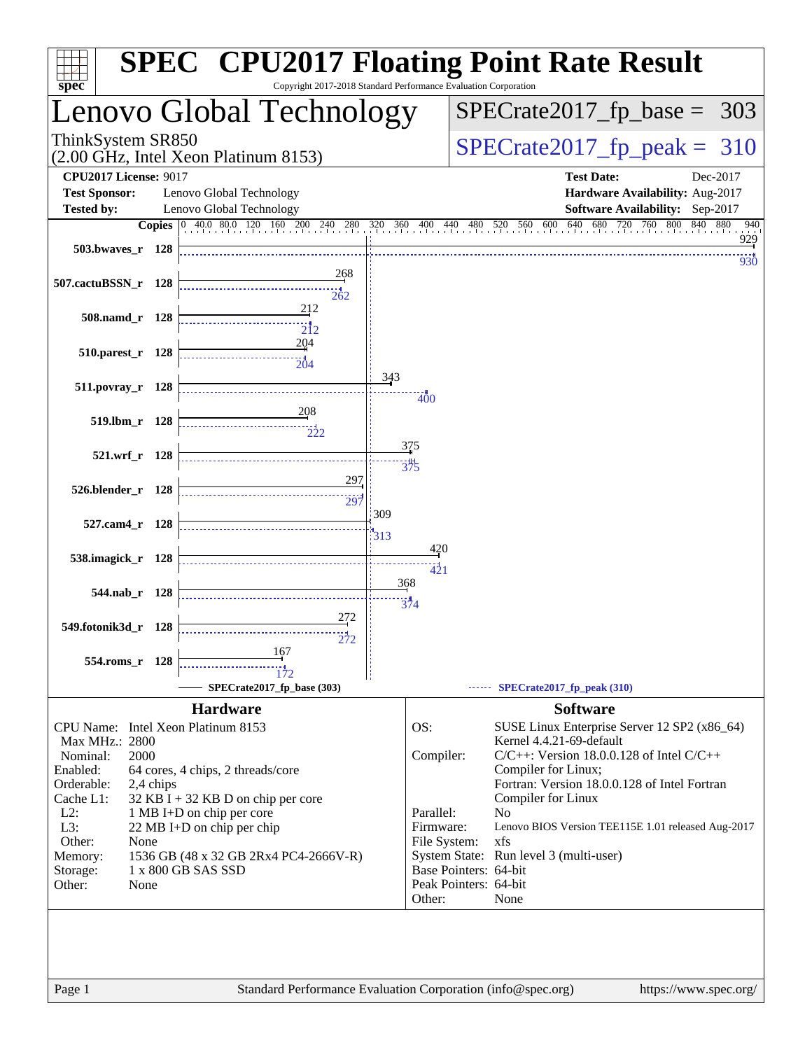# SPEC CPU2017 Floating Point Rate Result

Copyright 2017-2018 Standard Performance Evaluation Corporation

## Lenovo Global Technology

ThinkSystem SR850
(2.00 GHz, Intel Xeon Platinum 8153)

SPECrate2017_fp_base = 303

SPECrate2017_fp_peak = 310

**CPU2017 License:** 9017
**Test Sponsor:** Lenovo Global Technology
**Tested by:** Lenovo Global Technology
**Test Date:** Dec-2017
**Hardware Availability:** Aug-2017
**Software Availability:** Sep-2017

| Benchmark | Copies | SPECrate2017_fp_base (303) | SPECrate2017_fp_peak (310) |
|---|---|---|---|
| 503.bwaves_r | 128 | 929 | 930 |
| 507.cactuBSSN_r | 128 | 268 | 262 |
| 508.namd_r | 128 | 212 | 212 |
| 510.parest_r | 128 | 204 | 204 |
| 511.povray_r | 128 | 343 | 400 |
| 519.lbm_r | 128 | 208 | 222 |
| 521.wrf_r | 128 | 375 | 375 |
| 526.blender_r | 128 | 297 | 297 |
| 527.cam4_r | 128 | 309 | 313 |
| 538.imagick_r | 128 | 420 | 421 |
| 544.nab_r | 128 | 368 | 374 |
| 549.fotonik3d_r | 128 | 272 | 272 |
| 554.roms_r | 128 | 167 | 172 |

## Hardware

| | |
|---|---|
| CPU Name: | Intel Xeon Platinum 8153 |
| Max MHz.: | 2800 |
| Nominal: | 2000 |
| Enabled: | 64 cores, 4 chips, 2 threads/core |
| Orderable: | 2,4 chips |
| Cache L1: | 32 KB I + 32 KB D on chip per core |
| L2: | 1 MB I+D on chip per core |
| L3: | 22 MB I+D on chip per chip |
| Other: | None |
| Memory: | 1536 GB (48 x 32 GB 2Rx4 PC4-2666V-R) |
| Storage: | 1 x 800 GB SAS SSD |
| Other: | None |

## Software

| | |
|---|---|
| OS: | SUSE Linux Enterprise Server 12 SP2 (x86_64) Kernel 4.4.21-69-default |
| Compiler: | C/C++: Version 18.0.0.128 of Intel C/C++ Compiler for Linux; Fortran: Version 18.0.0.128 of Intel Fortran Compiler for Linux |
| Parallel: | No |
| Firmware: | Lenovo BIOS Version TEE115E 1.01 released Aug-2017 |
| File System: | xfs |
| System State: | Run level 3 (multi-user) |
| Base Pointers: | 64-bit |
| Peak Pointers: | 64-bit |
| Other: | None |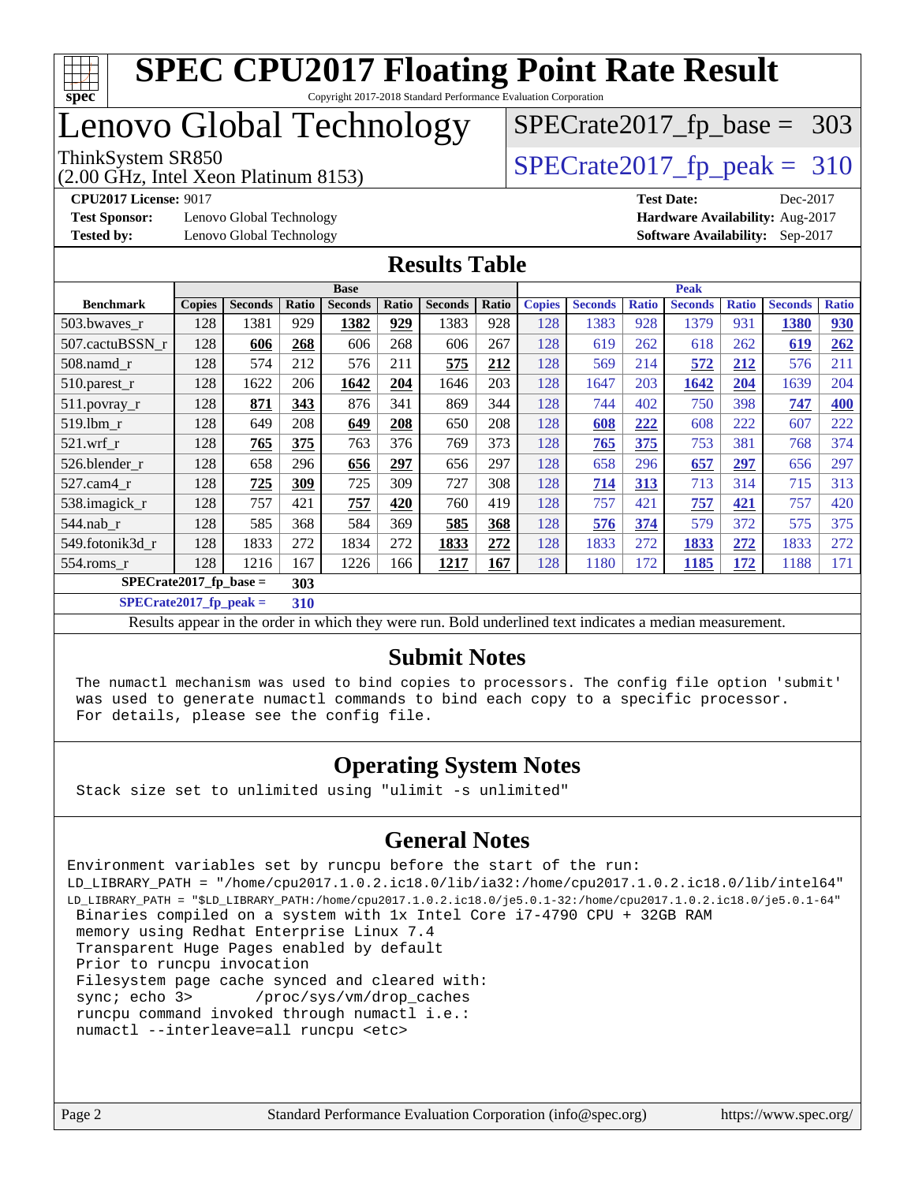# SPEC CPU2017 Floating Point Rate Result

Copyright 2017-2018 Standard Performance Evaluation Corporation

# Lenovo Global Technology

ThinkSystem SR850
(2.00 GHz, Intel Xeon Platinum 8153)

SPECrate2017_fp_base = 303

SPECrate2017_fp_peak = 310

**CPU2017 License:** 9017
**Test Sponsor:** Lenovo Global Technology
**Tested by:** Lenovo Global Technology

**Test Date:** Dec-2017
**Hardware Availability:** Aug-2017
**Software Availability:** Sep-2017

## Results Table

| | Base | | | | | | | Peak | | | | | | |
|---|---|---|---|---|---|---|---|---|---|---|---|---|---|---|
| **Benchmark** | **Copies** | **Seconds** | **Ratio** | **Seconds** | **Ratio** | **Seconds** | **Ratio** | **Copies** | **Seconds** | **Ratio** | **Seconds** | **Ratio** | **Seconds** | **Ratio** |
| 503.bwaves_r | 128 | 1381 | 929 | **1382** | **929** | 1383 | 928 | 128 | 1383 | 928 | 1379 | 931 | **1380** | **930** |
| 507.cactuBSSN_r | 128 | **606** | **268** | 606 | 268 | 606 | 267 | 128 | 619 | 262 | 618 | 262 | **619** | **262** |
| 508.namd_r | 128 | 574 | 212 | 576 | 211 | **575** | **212** | 128 | 569 | 214 | **572** | **212** | 576 | 211 |
| 510.parest_r | 128 | 1622 | 206 | **1642** | **204** | 1646 | 203 | 128 | 1647 | 203 | **1642** | **204** | 1639 | 204 |
| 511.povray_r | 128 | **871** | **343** | 876 | 341 | 869 | 344 | 128 | 744 | 402 | 750 | 398 | **747** | **400** |
| 519.lbm_r | 128 | 649 | 208 | **649** | **208** | 650 | 208 | 128 | **608** | **222** | 608 | 222 | 607 | 222 |
| 521.wrf_r | 128 | **765** | **375** | 763 | 376 | 769 | 373 | 128 | **765** | **375** | 753 | 381 | 768 | 374 |
| 526.blender_r | 128 | 658 | 296 | **656** | **297** | 656 | 297 | 128 | 658 | 296 | **657** | **297** | 656 | 297 |
| 527.cam4_r | 128 | **725** | **309** | 725 | 309 | 727 | 308 | 128 | **714** | **313** | 713 | 314 | 715 | 313 |
| 538.imagick_r | 128 | 757 | 421 | **757** | **420** | 760 | 419 | 128 | 757 | 421 | **757** | **421** | 757 | 420 |
| 544.nab_r | 128 | 585 | 368 | 584 | 369 | **585** | **368** | 128 | **576** | **374** | 579 | 372 | 575 | 375 |
| 549.fotonik3d_r | 128 | 1833 | 272 | 1834 | 272 | **1833** | **272** | 128 | 1833 | 272 | **1833** | **272** | 1833 | 272 |
| 554.roms_r | 128 | 1216 | 167 | 1226 | 166 | **1217** | **167** | 128 | 1180 | 172 | **1185** | **172** | 1188 | 171 |

**SPECrate2017_fp_base = 303**

**SPECrate2017_fp_peak = 310**

Results appear in the order in which they were run. Bold underlined text indicates a median measurement.

## Submit Notes

```
The numactl mechanism was used to bind copies to processors. The config file option 'submit'
was used to generate numactl commands to bind each copy to a specific processor.
For details, please see the config file.
```

## Operating System Notes

```
Stack size set to unlimited using "ulimit -s unlimited"
```

## General Notes

```
Environment variables set by runcpu before the start of the run:
LD_LIBRARY_PATH = "/home/cpu2017.1.0.2.ic18.0/lib/ia32:/home/cpu2017.1.0.2.ic18.0/lib/intel64"
LD_LIBRARY_PATH = "$LD_LIBRARY_PATH:/home/cpu2017.1.0.2.ic18.0/je5.0.1-32:/home/cpu2017.1.0.2.ic18.0/je5.0.1-64"
 Binaries compiled on a system with 1x Intel Core i7-4790 CPU + 32GB RAM
 memory using Redhat Enterprise Linux 7.4
 Transparent Huge Pages enabled by default
 Prior to runcpu invocation
 Filesystem page cache synced and cleared with:
 sync; echo 3>       /proc/sys/vm/drop_caches
 runcpu command invoked through numactl i.e.:
 numactl --interleave=all runcpu <etc>
```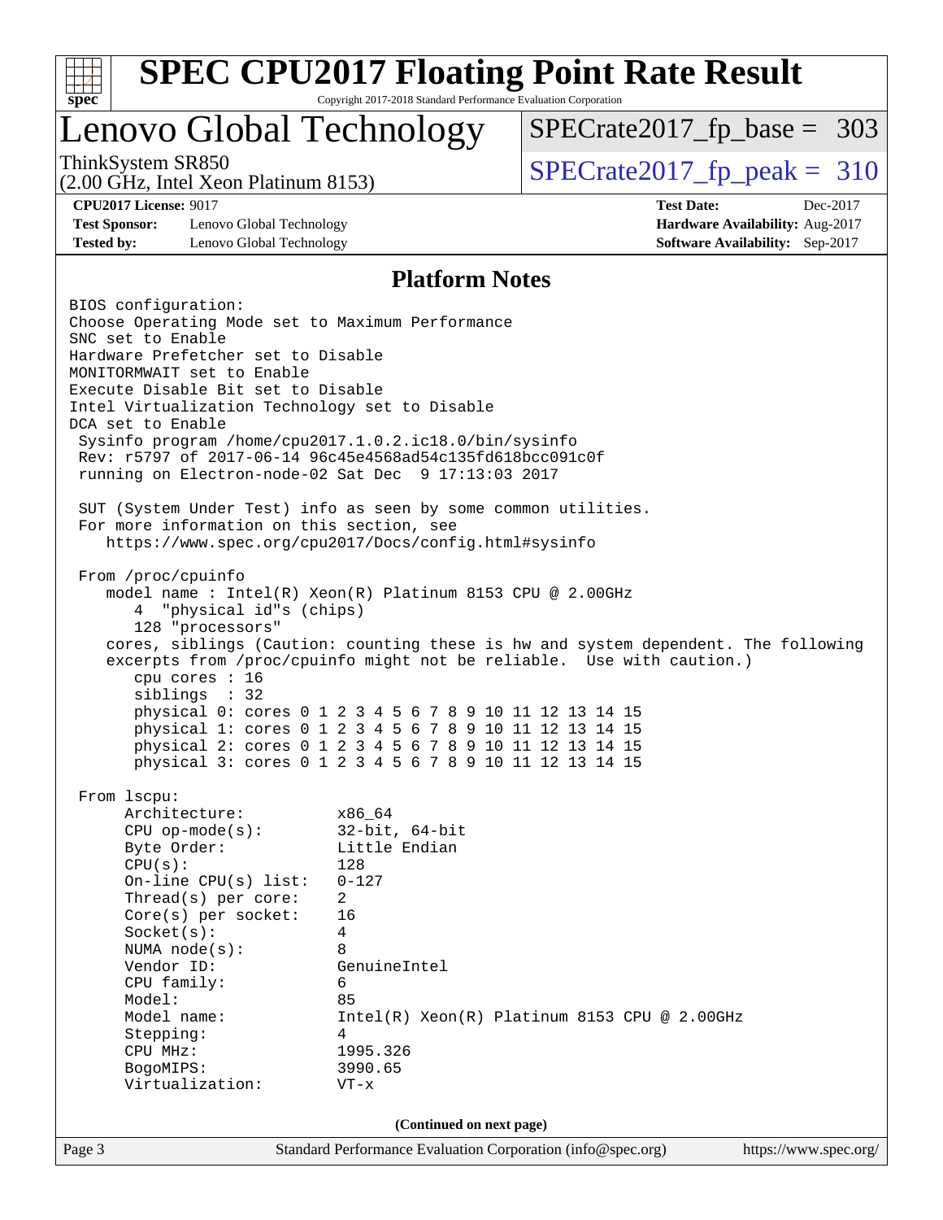## Platform Notes

```
BIOS configuration:
Choose Operating Mode set to Maximum Performance
SNC set to Enable
Hardware Prefetcher set to Disable
MONITORMWAIT set to Enable
Execute Disable Bit set to Disable
Intel Virtualization Technology set to Disable
DCA set to Enable
 Sysinfo program /home/cpu2017.1.0.2.ic18.0/bin/sysinfo
 Rev: r5797 of 2017-06-14 96c45e4568ad54c135fd618bcc091c0f
 running on Electron-node-02 Sat Dec  9 17:13:03 2017

 SUT (System Under Test) info as seen by some common utilities.
 For more information on this section, see
    https://www.spec.org/cpu2017/Docs/config.html#sysinfo

 From /proc/cpuinfo
    model name : Intel(R) Xeon(R) Platinum 8153 CPU @ 2.00GHz
       4  "physical id"s (chips)
       128 "processors"
    cores, siblings (Caution: counting these is hw and system dependent. The following
    excerpts from /proc/cpuinfo might not be reliable.  Use with caution.)
       cpu cores : 16
       siblings  : 32
       physical 0: cores 0 1 2 3 4 5 6 7 8 9 10 11 12 13 14 15
       physical 1: cores 0 1 2 3 4 5 6 7 8 9 10 11 12 13 14 15
       physical 2: cores 0 1 2 3 4 5 6 7 8 9 10 11 12 13 14 15
       physical 3: cores 0 1 2 3 4 5 6 7 8 9 10 11 12 13 14 15

 From lscpu:
      Architecture:          x86_64
      CPU op-mode(s):        32-bit, 64-bit
      Byte Order:            Little Endian
      CPU(s):                128
      On-line CPU(s) list:   0-127
      Thread(s) per core:    2
      Core(s) per socket:    16
      Socket(s):             4
      NUMA node(s):          8
      Vendor ID:             GenuineIntel
      CPU family:            6
      Model:                 85
      Model name:            Intel(R) Xeon(R) Platinum 8153 CPU @ 2.00GHz
      Stepping:              4
      CPU MHz:               1995.326
      BogoMIPS:              3990.65
      Virtualization:        VT-x
```

(Continued on next page)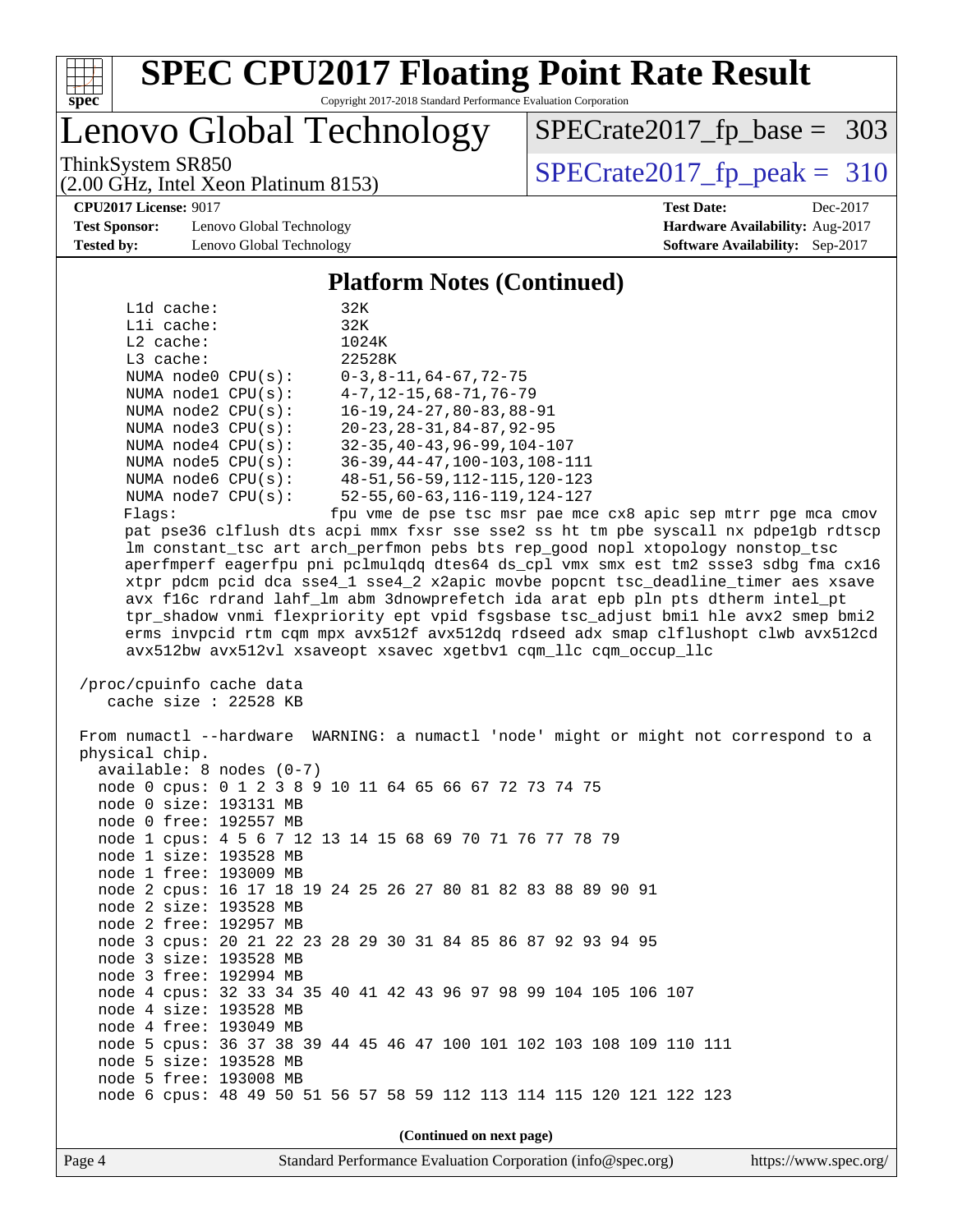## Platform Notes (Continued)

```
     L1d cache:             32K
     L1i cache:             32K
     L2 cache:              1024K
     L3 cache:              22528K
     NUMA node0 CPU(s):     0-3,8-11,64-67,72-75
     NUMA node1 CPU(s):     4-7,12-15,68-71,76-79
     NUMA node2 CPU(s):     16-19,24-27,80-83,88-91
     NUMA node3 CPU(s):     20-23,28-31,84-87,92-95
     NUMA node4 CPU(s):     32-35,40-43,96-99,104-107
     NUMA node5 CPU(s):     36-39,44-47,100-103,108-111
     NUMA node6 CPU(s):     48-51,56-59,112-115,120-123
     NUMA node7 CPU(s):     52-55,60-63,116-119,124-127
     Flags:                 fpu vme de pse tsc msr pae mce cx8 apic sep mtrr pge mca cmov
     pat pse36 clflush dts acpi mmx fxsr sse sse2 ss ht tm pbe syscall nx pdpe1gb rdtscp
     lm constant_tsc art arch_perfmon pebs bts rep_good nopl xtopology nonstop_tsc
     aperfmperf eagerfpu pni pclmulqdq dtes64 ds_cpl vmx smx est tm2 ssse3 sdbg fma cx16
     xtpr pdcm pcid dca sse4_1 sse4_2 x2apic movbe popcnt tsc_deadline_timer aes xsave
     avx f16c rdrand lahf_lm abm 3dnowprefetch ida arat epb pln pts dtherm intel_pt
     tpr_shadow vnmi flexpriority ept vpid fsgsbase tsc_adjust bmi1 hle avx2 smep bmi2
     erms invpcid rtm cqm mpx avx512f avx512dq rdseed adx smap clflushopt clwb avx512cd
     avx512bw avx512vl xsaveopt xsavec xgetbv1 cqm_llc cqm_occup_llc

 /proc/cpuinfo cache data
    cache size : 22528 KB

 From numactl --hardware  WARNING: a numactl 'node' might or might not correspond to a
 physical chip.
   available: 8 nodes (0-7)
   node 0 cpus: 0 1 2 3 8 9 10 11 64 65 66 67 72 73 74 75
   node 0 size: 193131 MB
   node 0 free: 192557 MB
   node 1 cpus: 4 5 6 7 12 13 14 15 68 69 70 71 76 77 78 79
   node 1 size: 193528 MB
   node 1 free: 193009 MB
   node 2 cpus: 16 17 18 19 24 25 26 27 80 81 82 83 88 89 90 91
   node 2 size: 193528 MB
   node 2 free: 192957 MB
   node 3 cpus: 20 21 22 23 28 29 30 31 84 85 86 87 92 93 94 95
   node 3 size: 193528 MB
   node 3 free: 192994 MB
   node 4 cpus: 32 33 34 35 40 41 42 43 96 97 98 99 104 105 106 107
   node 4 size: 193528 MB
   node 4 free: 193049 MB
   node 5 cpus: 36 37 38 39 44 45 46 47 100 101 102 103 108 109 110 111
   node 5 size: 193528 MB
   node 5 free: 193008 MB
   node 6 cpus: 48 49 50 51 56 57 58 59 112 113 114 115 120 121 122 123
```

**(Continued on next page)**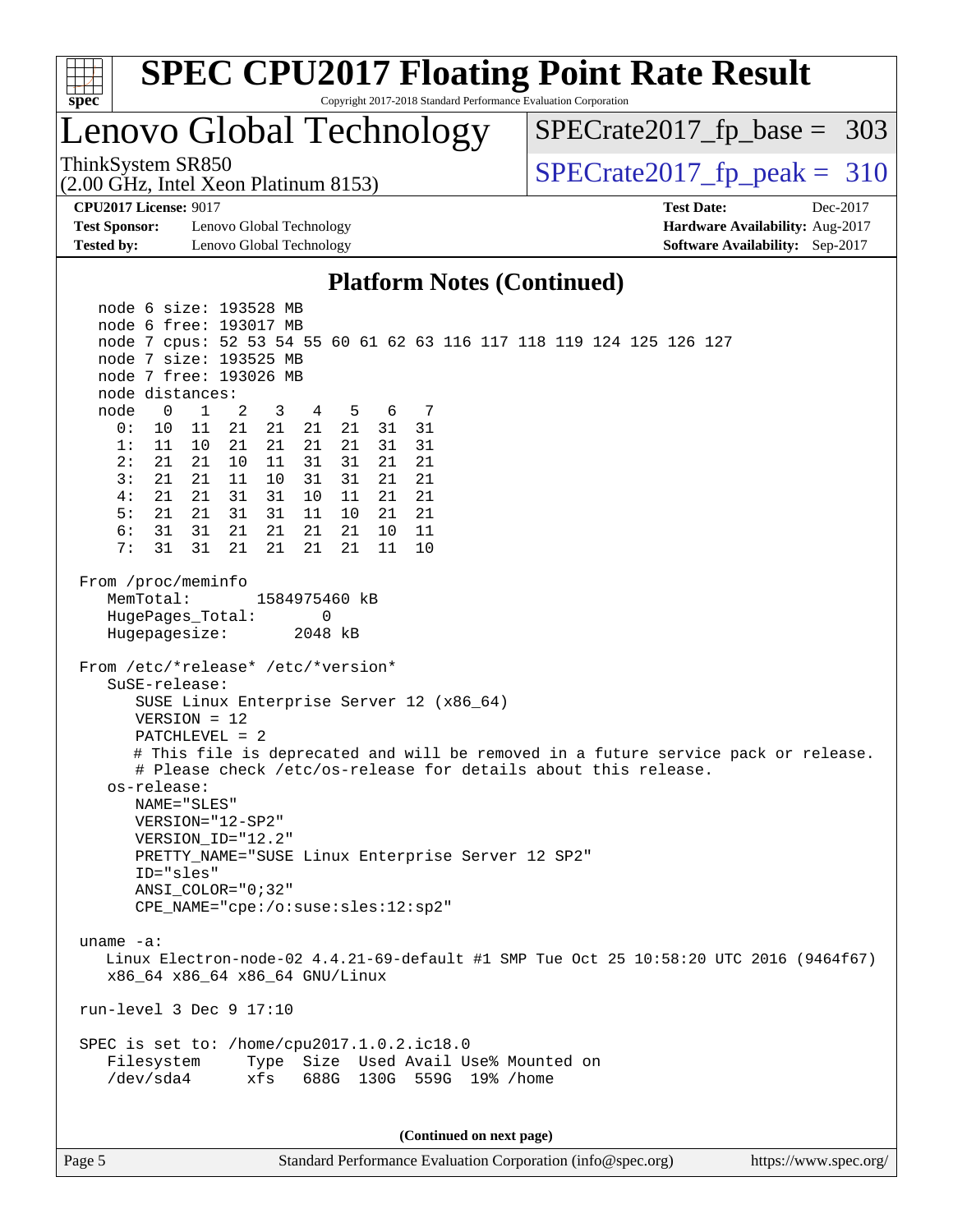# Lenovo Global Technology

ThinkSystem SR850
(2.00 GHz, Intel Xeon Platinum 8153)

SPECrate2017_fp_base = 303

SPECrate2017_fp_peak = 310

**CPU2017 License:** 9017
**Test Sponsor:** Lenovo Global Technology
**Tested by:** Lenovo Global Technology

**Test Date:** Dec-2017
**Hardware Availability:** Aug-2017
**Software Availability:** Sep-2017

## Platform Notes (Continued)

```
   node 6 size: 193528 MB
   node 6 free: 193017 MB
   node 7 cpus: 52 53 54 55 60 61 62 63 116 117 118 119 124 125 126 127
   node 7 size: 193525 MB
   node 7 free: 193026 MB
   node distances:
   node   0   1   2   3   4   5   6   7
     0:  10  11  21  21  21  21  31  31
     1:  11  10  21  21  21  21  31  31
     2:  21  21  10  11  31  31  21  21
     3:  21  21  11  10  31  31  21  21
     4:  21  21  31  31  10  11  21  21
     5:  21  21  31  31  11  10  21  21
     6:  31  31  21  21  21  21  10  11
     7:  31  31  21  21  21  21  11  10

 From /proc/meminfo
    MemTotal:       1584975460 kB
    HugePages_Total:       0
    Hugepagesize:       2048 kB

 From /etc/*release* /etc/*version*
    SuSE-release:
       SUSE Linux Enterprise Server 12 (x86_64)
       VERSION = 12
       PATCHLEVEL = 2
       # This file is deprecated and will be removed in a future service pack or release.
       # Please check /etc/os-release for details about this release.
    os-release:
       NAME="SLES"
       VERSION="12-SP2"
       VERSION_ID="12.2"
       PRETTY_NAME="SUSE Linux Enterprise Server 12 SP2"
       ID="sles"
       ANSI_COLOR="0;32"
       CPE_NAME="cpe:/o:suse:sles:12:sp2"

 uname -a:
    Linux Electron-node-02 4.4.21-69-default #1 SMP Tue Oct 25 10:58:20 UTC 2016 (9464f67)
    x86_64 x86_64 x86_64 GNU/Linux

 run-level 3 Dec 9 17:10

 SPEC is set to: /home/cpu2017.1.0.2.ic18.0
    Filesystem     Type  Size  Used Avail Use% Mounted on
    /dev/sda4      xfs   688G  130G  559G  19% /home
```

(Continued on next page)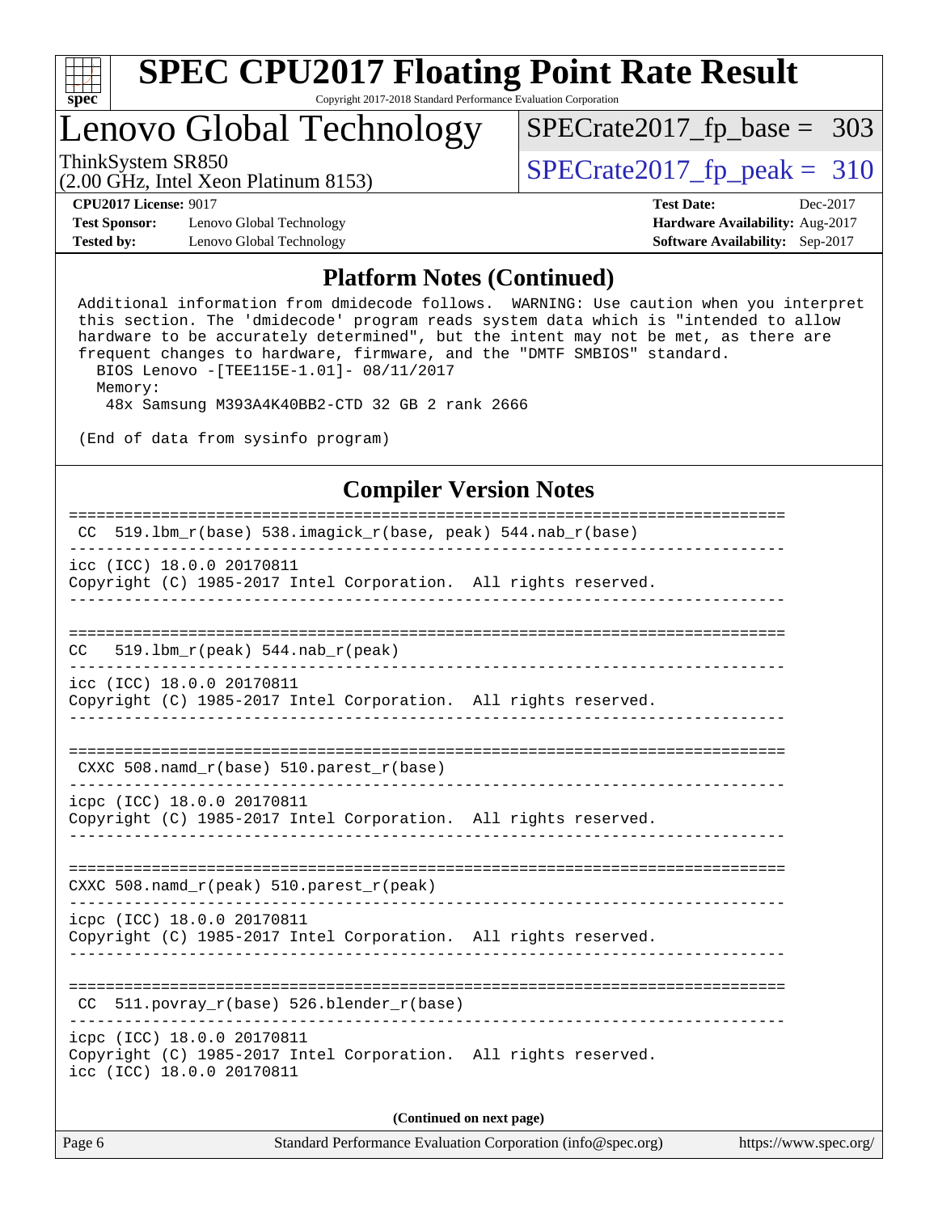## Platform Notes (Continued)

```
Additional information from dmidecode follows.  WARNING: Use caution when you interpret
this section. The 'dmidecode' program reads system data which is "intended to allow
hardware to be accurately determined", but the intent may not be met, as there are
frequent changes to hardware, firmware, and the "DMTF SMBIOS" standard.
  BIOS Lenovo -[TEE115E-1.01]- 08/11/2017
  Memory:
   48x Samsung M393A4K40BB2-CTD 32 GB 2 rank 2666

(End of data from sysinfo program)
```

## Compiler Version Notes

```
==============================================================================
 CC  519.lbm_r(base) 538.imagick_r(base, peak) 544.nab_r(base)
------------------------------------------------------------------------------
icc (ICC) 18.0.0 20170811
Copyright (C) 1985-2017 Intel Corporation.  All rights reserved.
------------------------------------------------------------------------------

==============================================================================
CC   519.lbm_r(peak) 544.nab_r(peak)
------------------------------------------------------------------------------
icc (ICC) 18.0.0 20170811
Copyright (C) 1985-2017 Intel Corporation.  All rights reserved.
------------------------------------------------------------------------------

==============================================================================
 CXXC 508.namd_r(base) 510.parest_r(base)
------------------------------------------------------------------------------
icpc (ICC) 18.0.0 20170811
Copyright (C) 1985-2017 Intel Corporation.  All rights reserved.
------------------------------------------------------------------------------

==============================================================================
CXXC 508.namd_r(peak) 510.parest_r(peak)
------------------------------------------------------------------------------
icpc (ICC) 18.0.0 20170811
Copyright (C) 1985-2017 Intel Corporation.  All rights reserved.
------------------------------------------------------------------------------

==============================================================================
 CC  511.povray_r(base) 526.blender_r(base)
------------------------------------------------------------------------------
icpc (ICC) 18.0.0 20170811
Copyright (C) 1985-2017 Intel Corporation.  All rights reserved.
icc (ICC) 18.0.0 20170811
```

**(Continued on next page)**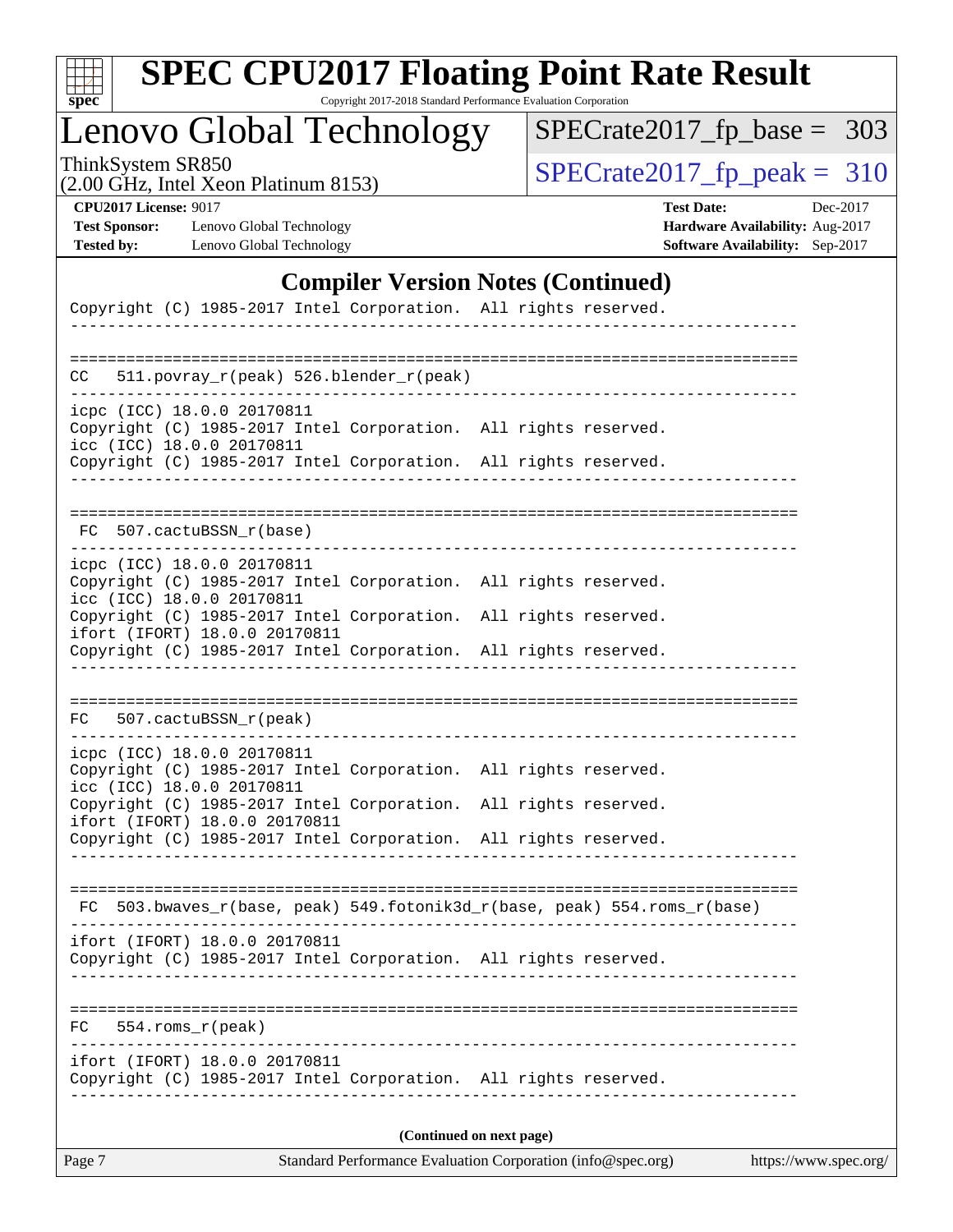## Compiler Version Notes (Continued)

```
Copyright (C) 1985-2017 Intel Corporation.  All rights reserved.
------------------------------------------------------------------------------

==============================================================================
 CC   511.povray_r(peak) 526.blender_r(peak)
------------------------------------------------------------------------------
icpc (ICC) 18.0.0 20170811
Copyright (C) 1985-2017 Intel Corporation.  All rights reserved.
icc (ICC) 18.0.0 20170811
Copyright (C) 1985-2017 Intel Corporation.  All rights reserved.
------------------------------------------------------------------------------

==============================================================================
 FC  507.cactuBSSN_r(base)
------------------------------------------------------------------------------
icpc (ICC) 18.0.0 20170811
Copyright (C) 1985-2017 Intel Corporation.  All rights reserved.
icc (ICC) 18.0.0 20170811
Copyright (C) 1985-2017 Intel Corporation.  All rights reserved.
ifort (IFORT) 18.0.0 20170811
Copyright (C) 1985-2017 Intel Corporation.  All rights reserved.
------------------------------------------------------------------------------

==============================================================================
 FC   507.cactuBSSN_r(peak)
------------------------------------------------------------------------------
icpc (ICC) 18.0.0 20170811
Copyright (C) 1985-2017 Intel Corporation.  All rights reserved.
icc (ICC) 18.0.0 20170811
Copyright (C) 1985-2017 Intel Corporation.  All rights reserved.
ifort (IFORT) 18.0.0 20170811
Copyright (C) 1985-2017 Intel Corporation.  All rights reserved.
------------------------------------------------------------------------------

==============================================================================
 FC  503.bwaves_r(base, peak) 549.fotonik3d_r(base, peak) 554.roms_r(base)
------------------------------------------------------------------------------
ifort (IFORT) 18.0.0 20170811
Copyright (C) 1985-2017 Intel Corporation.  All rights reserved.
------------------------------------------------------------------------------

==============================================================================
 FC   554.roms_r(peak)
------------------------------------------------------------------------------
ifort (IFORT) 18.0.0 20170811
Copyright (C) 1985-2017 Intel Corporation.  All rights reserved.
------------------------------------------------------------------------------
```

(Continued on next page)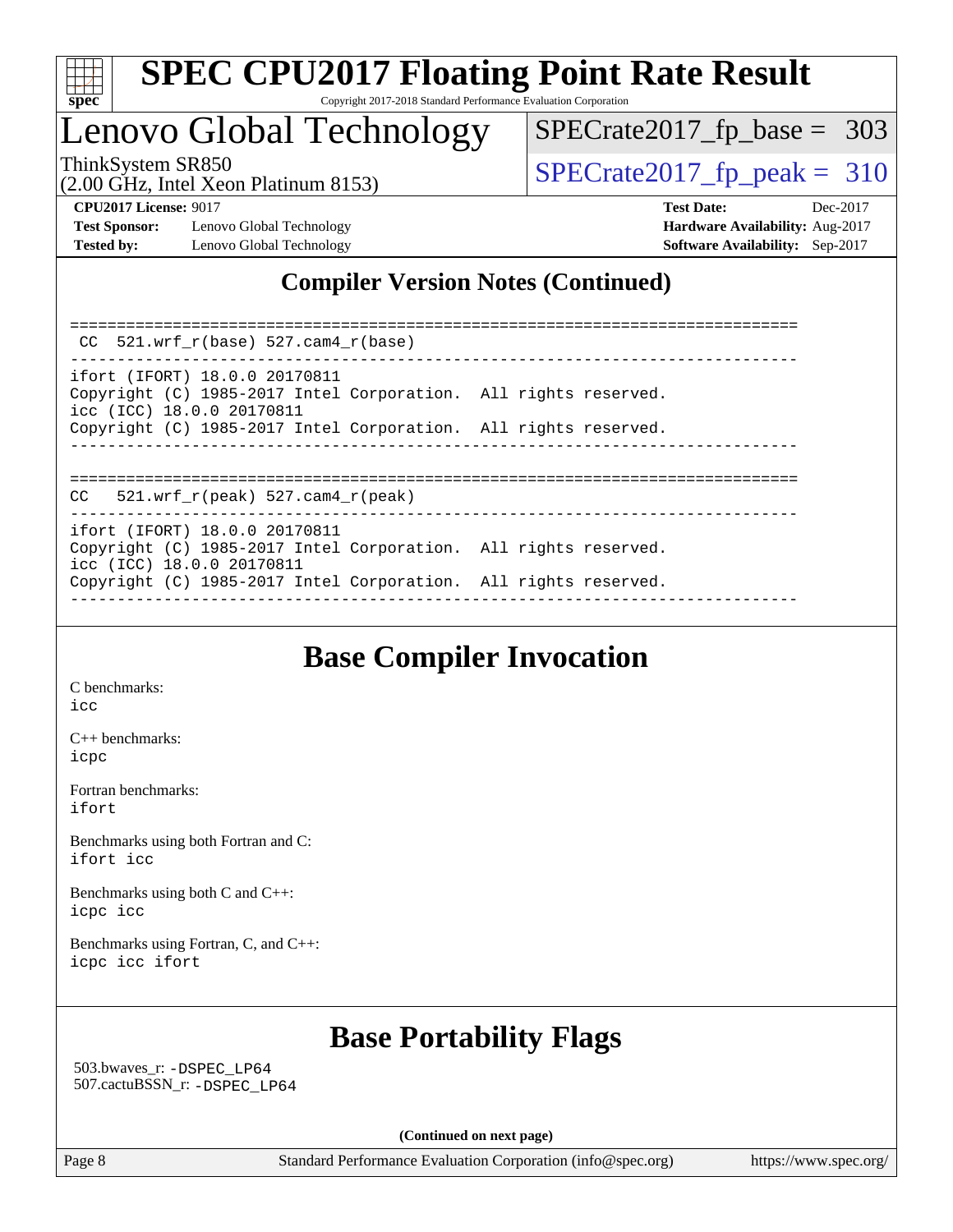## Compiler Version Notes (Continued)

```
==============================================================================
 CC  521.wrf_r(base) 527.cam4_r(base)
------------------------------------------------------------------------------
ifort (IFORT) 18.0.0 20170811
Copyright (C) 1985-2017 Intel Corporation.  All rights reserved.
icc (ICC) 18.0.0 20170811
Copyright (C) 1985-2017 Intel Corporation.  All rights reserved.
------------------------------------------------------------------------------

==============================================================================
 CC  521.wrf_r(peak) 527.cam4_r(peak)
------------------------------------------------------------------------------
ifort (IFORT) 18.0.0 20170811
Copyright (C) 1985-2017 Intel Corporation.  All rights reserved.
icc (ICC) 18.0.0 20170811
Copyright (C) 1985-2017 Intel Corporation.  All rights reserved.
------------------------------------------------------------------------------
```

## Base Compiler Invocation

C benchmarks:
icc

C++ benchmarks:
icpc

Fortran benchmarks:
ifort

Benchmarks using both Fortran and C:
ifort icc

Benchmarks using both C and C++:
icpc icc

Benchmarks using Fortran, C, and C++:
icpc icc ifort

## Base Portability Flags

503.bwaves_r: -DSPEC_LP64
507.cactuBSSN_r: -DSPEC_LP64

**(Continued on next page)**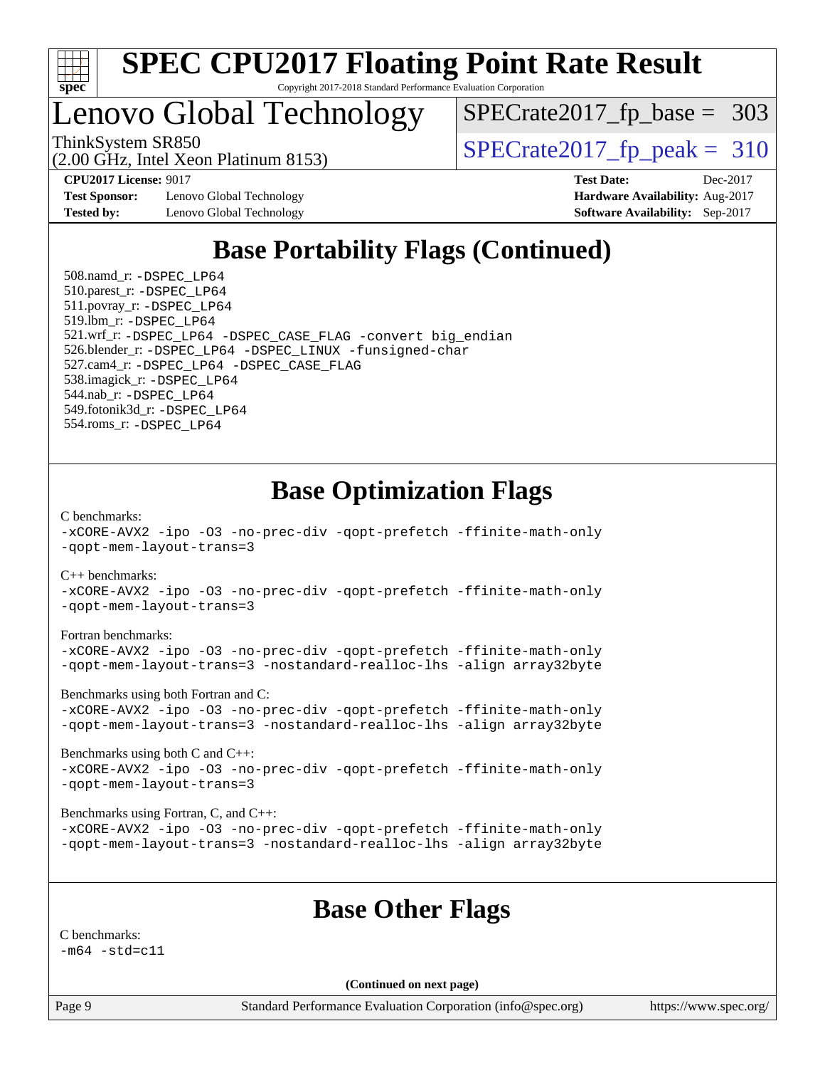# SPEC CPU2017 Floating Point Rate Result

Copyright 2017-2018 Standard Performance Evaluation Corporation

# Lenovo Global Technology

ThinkSystem SR850
(2.00 GHz, Intel Xeon Platinum 8153)

SPECrate2017_fp_base = 303

SPECrate2017_fp_peak = 310

**CPU2017 License:** 9017
**Test Sponsor:** Lenovo Global Technology
**Tested by:** Lenovo Global Technology

**Test Date:** Dec-2017
**Hardware Availability:** Aug-2017
**Software Availability:** Sep-2017

## Base Portability Flags (Continued)

508.namd_r: -DSPEC_LP64
510.parest_r: -DSPEC_LP64
511.povray_r: -DSPEC_LP64
519.lbm_r: -DSPEC_LP64
521.wrf_r: -DSPEC_LP64 -DSPEC_CASE_FLAG -convert big_endian
526.blender_r: -DSPEC_LP64 -DSPEC_LINUX -funsigned-char
527.cam4_r: -DSPEC_LP64 -DSPEC_CASE_FLAG
538.imagick_r: -DSPEC_LP64
544.nab_r: -DSPEC_LP64
549.fotonik3d_r: -DSPEC_LP64
554.roms_r: -DSPEC_LP64

## Base Optimization Flags

C benchmarks:
-xCORE-AVX2 -ipo -O3 -no-prec-div -qopt-prefetch -ffinite-math-only
-qopt-mem-layout-trans=3

C++ benchmarks:
-xCORE-AVX2 -ipo -O3 -no-prec-div -qopt-prefetch -ffinite-math-only
-qopt-mem-layout-trans=3

Fortran benchmarks:
-xCORE-AVX2 -ipo -O3 -no-prec-div -qopt-prefetch -ffinite-math-only
-qopt-mem-layout-trans=3 -nostandard-realloc-lhs -align array32byte

Benchmarks using both Fortran and C:
-xCORE-AVX2 -ipo -O3 -no-prec-div -qopt-prefetch -ffinite-math-only
-qopt-mem-layout-trans=3 -nostandard-realloc-lhs -align array32byte

Benchmarks using both C and C++:
-xCORE-AVX2 -ipo -O3 -no-prec-div -qopt-prefetch -ffinite-math-only
-qopt-mem-layout-trans=3

Benchmarks using Fortran, C, and C++:
-xCORE-AVX2 -ipo -O3 -no-prec-div -qopt-prefetch -ffinite-math-only
-qopt-mem-layout-trans=3 -nostandard-realloc-lhs -align array32byte

## Base Other Flags

C benchmarks:
-m64 -std=c11

**(Continued on next page)**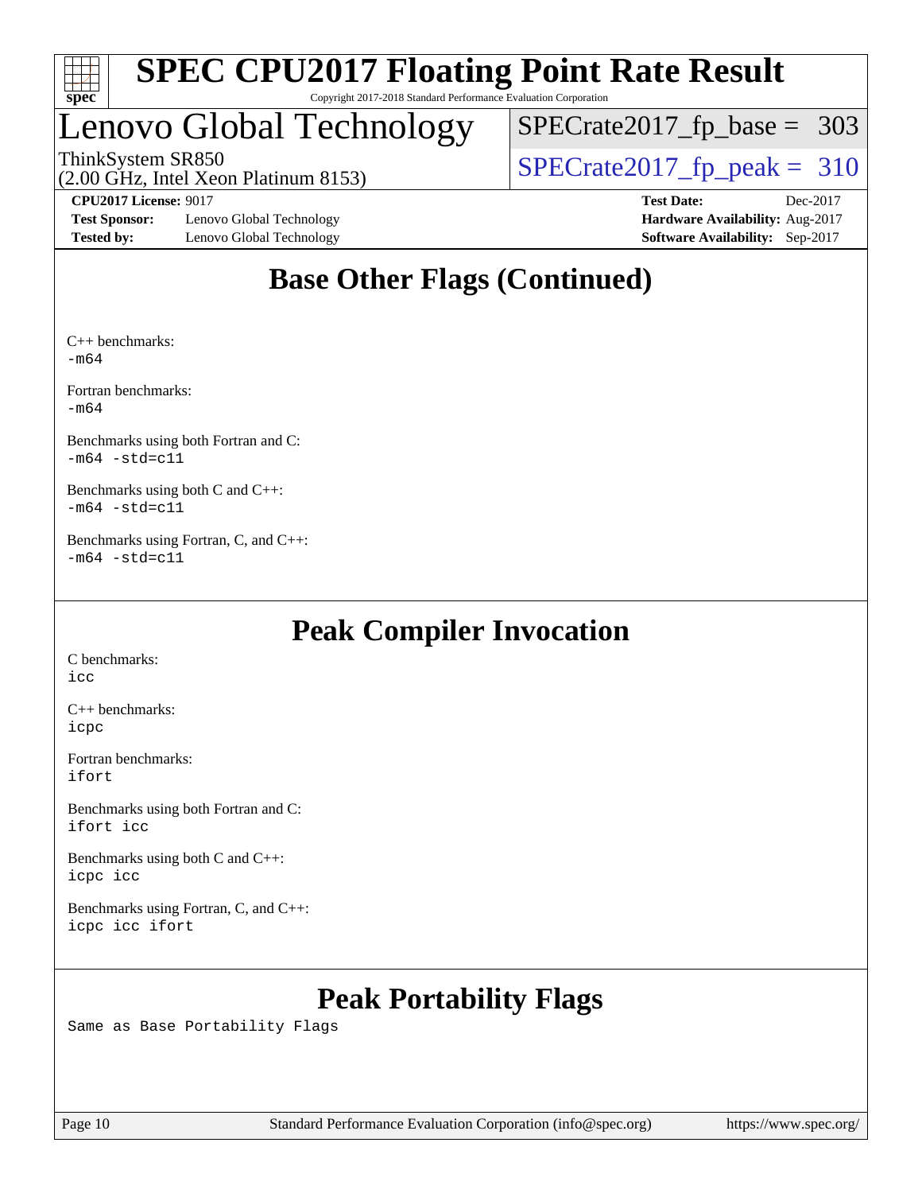## Base Other Flags (Continued)

C++ benchmarks:
-m64

Fortran benchmarks:
-m64

Benchmarks using both Fortran and C:
-m64 -std=c11

Benchmarks using both C and C++:
-m64 -std=c11

Benchmarks using Fortran, C, and C++:
-m64 -std=c11

## Peak Compiler Invocation

C benchmarks:
icc

C++ benchmarks:
icpc

Fortran benchmarks:
ifort

Benchmarks using both Fortran and C:
ifort icc

Benchmarks using both C and C++:
icpc icc

Benchmarks using Fortran, C, and C++:
icpc icc ifort

## Peak Portability Flags

Same as Base Portability Flags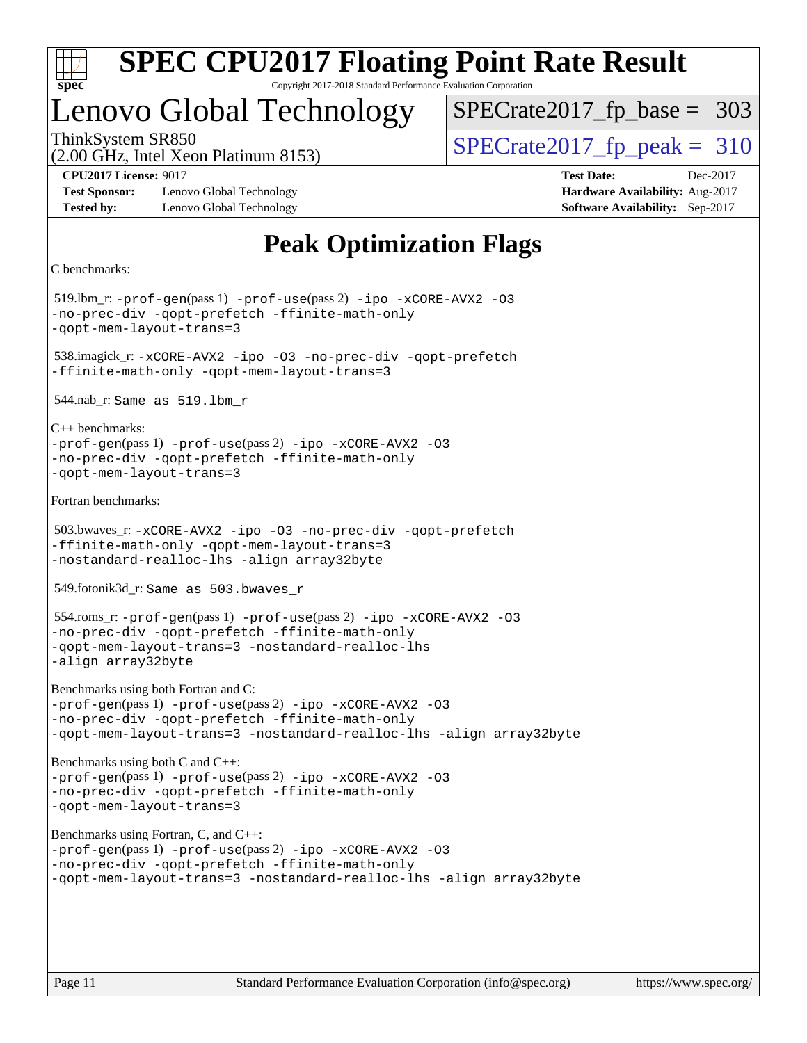# Lenovo Global Technology

ThinkSystem SR850
(2.00 GHz, Intel Xeon Platinum 8153)

SPECrate2017_fp_base = 303
SPECrate2017_fp_peak = 310

**CPU2017 License:** 9017
**Test Sponsor:** Lenovo Global Technology
**Tested by:** Lenovo Global Technology
**Test Date:** Dec-2017
**Hardware Availability:** Aug-2017
**Software Availability:** Sep-2017

## Peak Optimization Flags

C benchmarks:

519.lbm_r: `-prof-gen`(pass 1) `-prof-use`(pass 2) `-ipo -xCORE-AVX2 -O3 -no-prec-div -qopt-prefetch -ffinite-math-only -qopt-mem-layout-trans=3`

538.imagick_r: `-xCORE-AVX2 -ipo -O3 -no-prec-div -qopt-prefetch -ffinite-math-only -qopt-mem-layout-trans=3`

544.nab_r: `Same as 519.lbm_r`

C++ benchmarks:
`-prof-gen`(pass 1) `-prof-use`(pass 2) `-ipo -xCORE-AVX2 -O3 -no-prec-div -qopt-prefetch -ffinite-math-only -qopt-mem-layout-trans=3`

Fortran benchmarks:

503.bwaves_r: `-xCORE-AVX2 -ipo -O3 -no-prec-div -qopt-prefetch -ffinite-math-only -qopt-mem-layout-trans=3 -nostandard-realloc-lhs -align array32byte`

549.fotonik3d_r: `Same as 503.bwaves_r`

554.roms_r: `-prof-gen`(pass 1) `-prof-use`(pass 2) `-ipo -xCORE-AVX2 -O3 -no-prec-div -qopt-prefetch -ffinite-math-only -qopt-mem-layout-trans=3 -nostandard-realloc-lhs -align array32byte`

Benchmarks using both Fortran and C:
`-prof-gen`(pass 1) `-prof-use`(pass 2) `-ipo -xCORE-AVX2 -O3 -no-prec-div -qopt-prefetch -ffinite-math-only -qopt-mem-layout-trans=3 -nostandard-realloc-lhs -align array32byte`

Benchmarks using both C and C++:
`-prof-gen`(pass 1) `-prof-use`(pass 2) `-ipo -xCORE-AVX2 -O3 -no-prec-div -qopt-prefetch -ffinite-math-only -qopt-mem-layout-trans=3`

Benchmarks using Fortran, C, and C++:
`-prof-gen`(pass 1) `-prof-use`(pass 2) `-ipo -xCORE-AVX2 -O3 -no-prec-div -qopt-prefetch -ffinite-math-only -qopt-mem-layout-trans=3 -nostandard-realloc-lhs -align array32byte`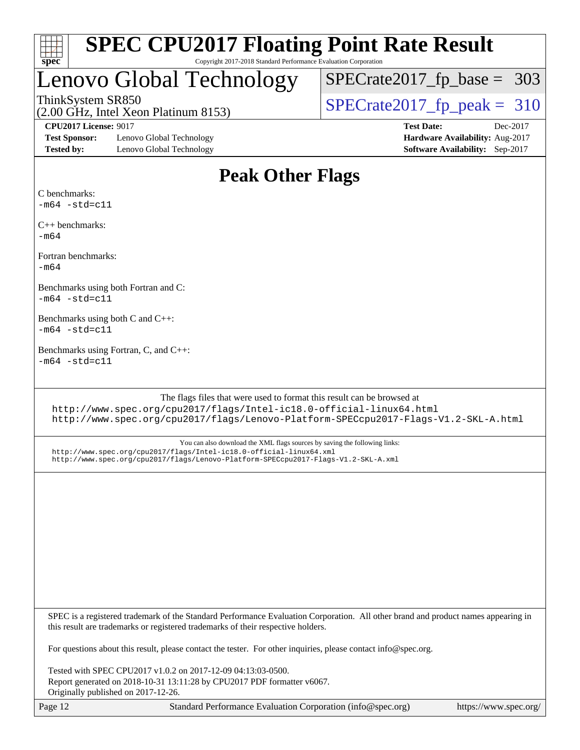# Peak Other Flags

C benchmarks:
-m64 -std=c11

C++ benchmarks:
-m64

Fortran benchmarks:
-m64

Benchmarks using both Fortran and C:
-m64 -std=c11

Benchmarks using both C and C++:
-m64 -std=c11

Benchmarks using Fortran, C, and C++:
-m64 -std=c11

The flags files that were used to format this result can be browsed at
http://www.spec.org/cpu2017/flags/Intel-ic18.0-official-linux64.html
http://www.spec.org/cpu2017/flags/Lenovo-Platform-SPECcpu2017-Flags-V1.2-SKL-A.html

You can also download the XML flags sources by saving the following links:
http://www.spec.org/cpu2017/flags/Intel-ic18.0-official-linux64.xml
http://www.spec.org/cpu2017/flags/Lenovo-Platform-SPECcpu2017-Flags-V1.2-SKL-A.xml

SPEC is a registered trademark of the Standard Performance Evaluation Corporation. All other brand and product names appearing in this result are trademarks or registered trademarks of their respective holders.

For questions about this result, please contact the tester. For other inquiries, please contact info@spec.org.

Tested with SPEC CPU2017 v1.0.2 on 2017-12-09 04:13:03-0500.
Report generated on 2018-10-31 13:11:28 by CPU2017 PDF formatter v6067.
Originally published on 2017-12-26.